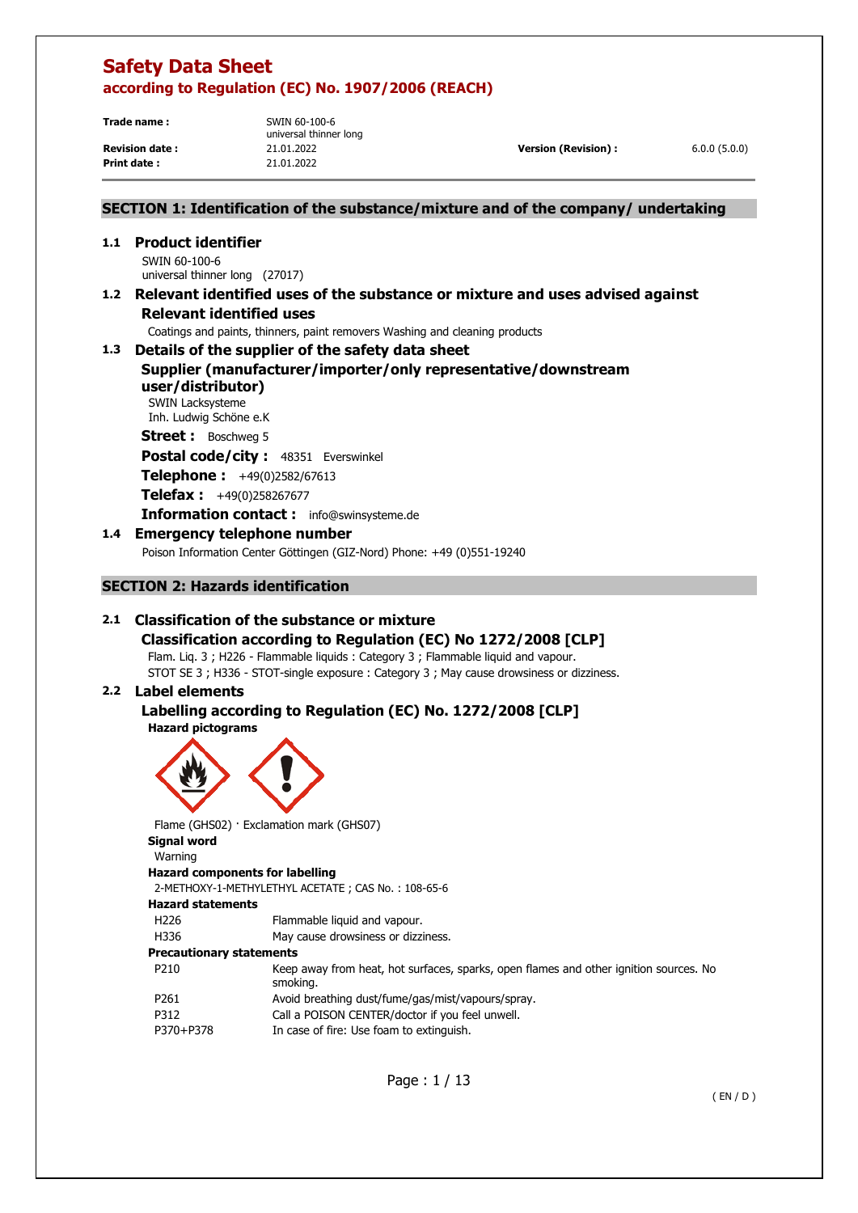# Safety Data Sheet

## according to Regulation (EC) No. 1907/2006 (REACH)

| | | | |
|---|---|---|---|
| **Trade name :** | SWIN 60-100-6 universal thinner long | | |
| **Revision date :** | 21.01.2022 | **Version (Revision) :** | 6.0.0 (5.0.0) |
| **Print date :** | 21.01.2022 | | |

## SECTION 1: Identification of the substance/mixture and of the company/ undertaking

### 1.1 Product identifier

SWIN 60-100-6
universal thinner long (27017)

### 1.2 Relevant identified uses of the substance or mixture and uses advised against

#### Relevant identified uses

Coatings and paints, thinners, paint removers Washing and cleaning products

### 1.3 Details of the supplier of the safety data sheet

#### Supplier (manufacturer/importer/only representative/downstream user/distributor)

SWIN Lacksysteme
Inh. Ludwig Schöne e.K

**Street :** Boschweg 5

**Postal code/city :** 48351 Everswinkel

**Telephone :** +49(0)2582/67613

**Telefax :** +49(0)258267677

**Information contact :** info@swinsysteme.de

### 1.4 Emergency telephone number

Poison Information Center Göttingen (GIZ-Nord) Phone: +49 (0)551-19240

## SECTION 2: Hazards identification

### 2.1 Classification of the substance or mixture

#### Classification according to Regulation (EC) No 1272/2008 [CLP]

Flam. Liq. 3 ; H226 - Flammable liquids : Category 3 ; Flammable liquid and vapour.
STOT SE 3 ; H336 - STOT-single exposure : Category 3 ; May cause drowsiness or dizziness.

### 2.2 Label elements

#### Labelling according to Regulation (EC) No. 1272/2008 [CLP]

**Hazard pictograms**

Flame (GHS02) · Exclamation mark (GHS07)

**Signal word**

Warning

**Hazard components for labelling**

2-METHOXY-1-METHYLETHYL ACETATE ; CAS No. : 108-65-6

**Hazard statements**

| | |
|---|---|
| H226 | Flammable liquid and vapour. |
| H336 | May cause drowsiness or dizziness. |

**Precautionary statements**

| | |
|---|---|
| P210 | Keep away from heat, hot surfaces, sparks, open flames and other ignition sources. No smoking. |
| P261 | Avoid breathing dust/fume/gas/mist/vapours/spray. |
| P312 | Call a POISON CENTER/doctor if you feel unwell. |
| P370+P378 | In case of fire: Use foam to extinguish. |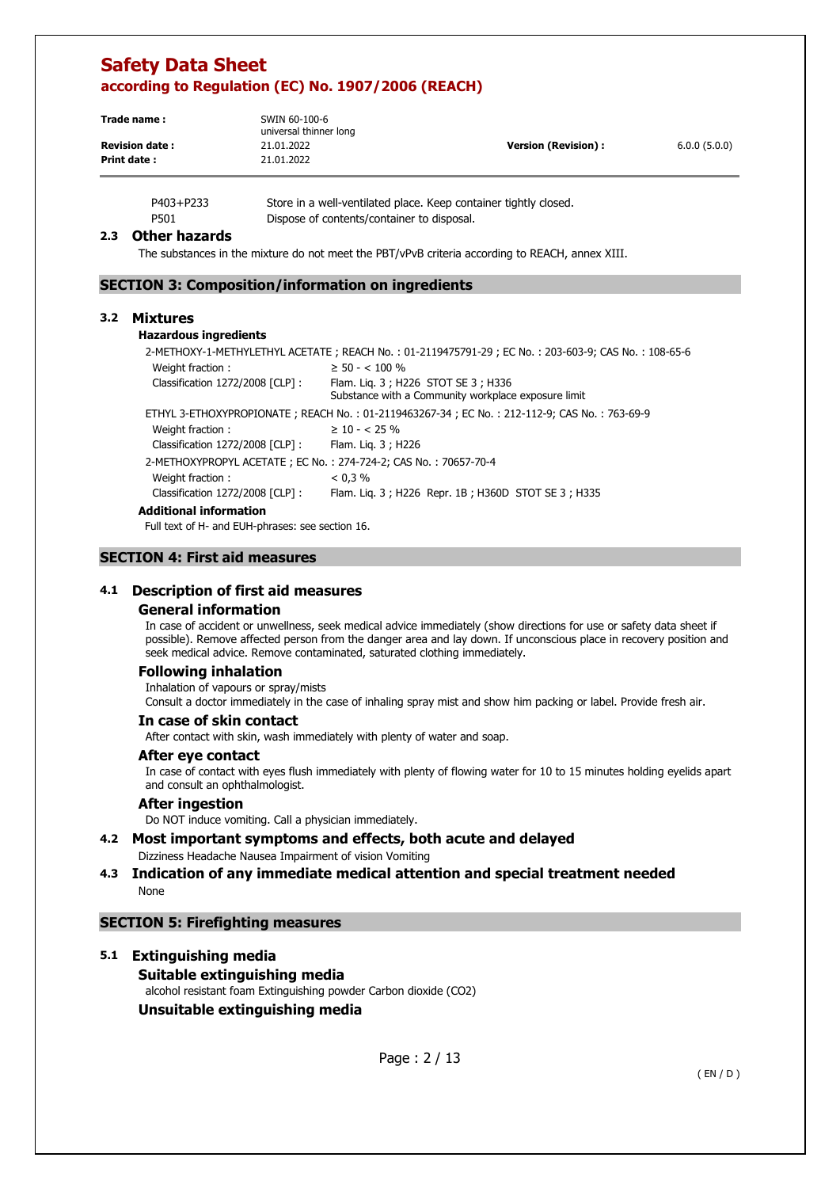| | |
|---|---|
| P403+P233 | Store in a well-ventilated place. Keep container tightly closed. |
| P501 | Dispose of contents/container to disposal. |

### 2.3 Other hazards

The substances in the mixture do not meet the PBT/vPvB criteria according to REACH, annex XIII.

## SECTION 3: Composition/information on ingredients

### 3.2 Mixtures

**Hazardous ingredients**

2-METHOXY-1-METHYLETHYL ACETATE ; REACH No. : 01-2119475791-29 ; EC No. : 203-603-9; CAS No. : 108-65-6

| | |
|---|---|
| Weight fraction : | ≥ 50 - < 100 % |
| Classification 1272/2008 [CLP] : | Flam. Liq. 3 ; H226 STOT SE 3 ; H336<br>Substance with a Community workplace exposure limit |

ETHYL 3-ETHOXYPROPIONATE ; REACH No. : 01-2119463267-34 ; EC No. : 212-112-9; CAS No. : 763-69-9

| | |
|---|---|
| Weight fraction : | ≥ 10 - < 25 % |
| Classification 1272/2008 [CLP] : | Flam. Liq. 3 ; H226 |

2-METHOXYPROPYL ACETATE ; EC No. : 274-724-2; CAS No. : 70657-70-4

| | |
|---|---|
| Weight fraction : | < 0,3 % |
| Classification 1272/2008 [CLP] : | Flam. Liq. 3 ; H226 Repr. 1B ; H360D STOT SE 3 ; H335 |

**Additional information**

Full text of H- and EUH-phrases: see section 16.

## SECTION 4: First aid measures

### 4.1 Description of first aid measures

#### General information

In case of accident or unwellness, seek medical advice immediately (show directions for use or safety data sheet if possible). Remove affected person from the danger area and lay down. If unconscious place in recovery position and seek medical advice. Remove contaminated, saturated clothing immediately.

#### Following inhalation

Inhalation of vapours or spray/mists
Consult a doctor immediately in the case of inhaling spray mist and show him packing or label. Provide fresh air.

#### In case of skin contact

After contact with skin, wash immediately with plenty of water and soap.

#### After eye contact

In case of contact with eyes flush immediately with plenty of flowing water for 10 to 15 minutes holding eyelids apart and consult an ophthalmologist.

#### After ingestion

Do NOT induce vomiting. Call a physician immediately.

### 4.2 Most important symptoms and effects, both acute and delayed

Dizziness Headache Nausea Impairment of vision Vomiting

### 4.3 Indication of any immediate medical attention and special treatment needed

None

## SECTION 5: Firefighting measures

### 5.1 Extinguishing media

#### Suitable extinguishing media

alcohol resistant foam Extinguishing powder Carbon dioxide ($CO_2$)

#### Unsuitable extinguishing media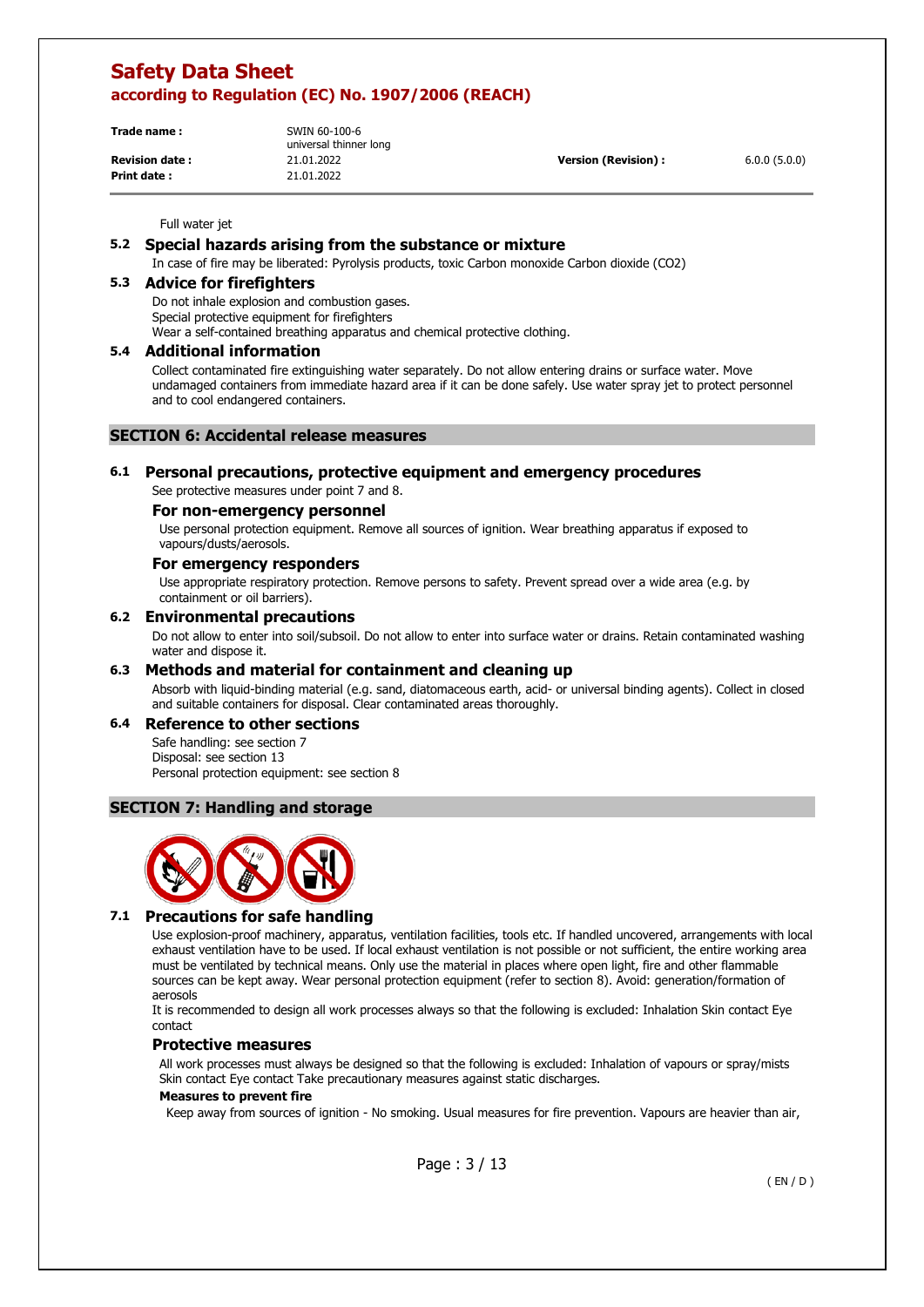Full water jet

### 5.2 Special hazards arising from the substance or mixture

In case of fire may be liberated: Pyrolysis products, toxic Carbon monoxide Carbon dioxide ($CO_2$)

### 5.3 Advice for firefighters

Do not inhale explosion and combustion gases.
Special protective equipment for firefighters
Wear a self-contained breathing apparatus and chemical protective clothing.

### 5.4 Additional information

Collect contaminated fire extinguishing water separately. Do not allow entering drains or surface water. Move undamaged containers from immediate hazard area if it can be done safely. Use water spray jet to protect personnel and to cool endangered containers.

## SECTION 6: Accidental release measures

### 6.1 Personal precautions, protective equipment and emergency procedures

See protective measures under point 7 and 8.

#### For non-emergency personnel

Use personal protection equipment. Remove all sources of ignition. Wear breathing apparatus if exposed to vapours/dusts/aerosols.

#### For emergency responders

Use appropriate respiratory protection. Remove persons to safety. Prevent spread over a wide area (e.g. by containment or oil barriers).

### 6.2 Environmental precautions

Do not allow to enter into soil/subsoil. Do not allow to enter into surface water or drains. Retain contaminated washing water and dispose it.

### 6.3 Methods and material for containment and cleaning up

Absorb with liquid-binding material (e.g. sand, diatomaceous earth, acid- or universal binding agents). Collect in closed and suitable containers for disposal. Clear contaminated areas thoroughly.

### 6.4 Reference to other sections

Safe handling: see section 7
Disposal: see section 13
Personal protection equipment: see section 8

## SECTION 7: Handling and storage

### 7.1 Precautions for safe handling

Use explosion-proof machinery, apparatus, ventilation facilities, tools etc. If handled uncovered, arrangements with local exhaust ventilation have to be used. If local exhaust ventilation is not possible or not sufficient, the entire working area must be ventilated by technical means. Only use the material in places where open light, fire and other flammable sources can be kept away. Wear personal protection equipment (refer to section 8). Avoid: generation/formation of aerosols
It is recommended to design all work processes always so that the following is excluded: Inhalation Skin contact Eye contact

#### Protective measures

All work processes must always be designed so that the following is excluded: Inhalation of vapours or spray/mists Skin contact Eye contact Take precautionary measures against static discharges.

**Measures to prevent fire**

Keep away from sources of ignition - No smoking. Usual measures for fire prevention. Vapours are heavier than air,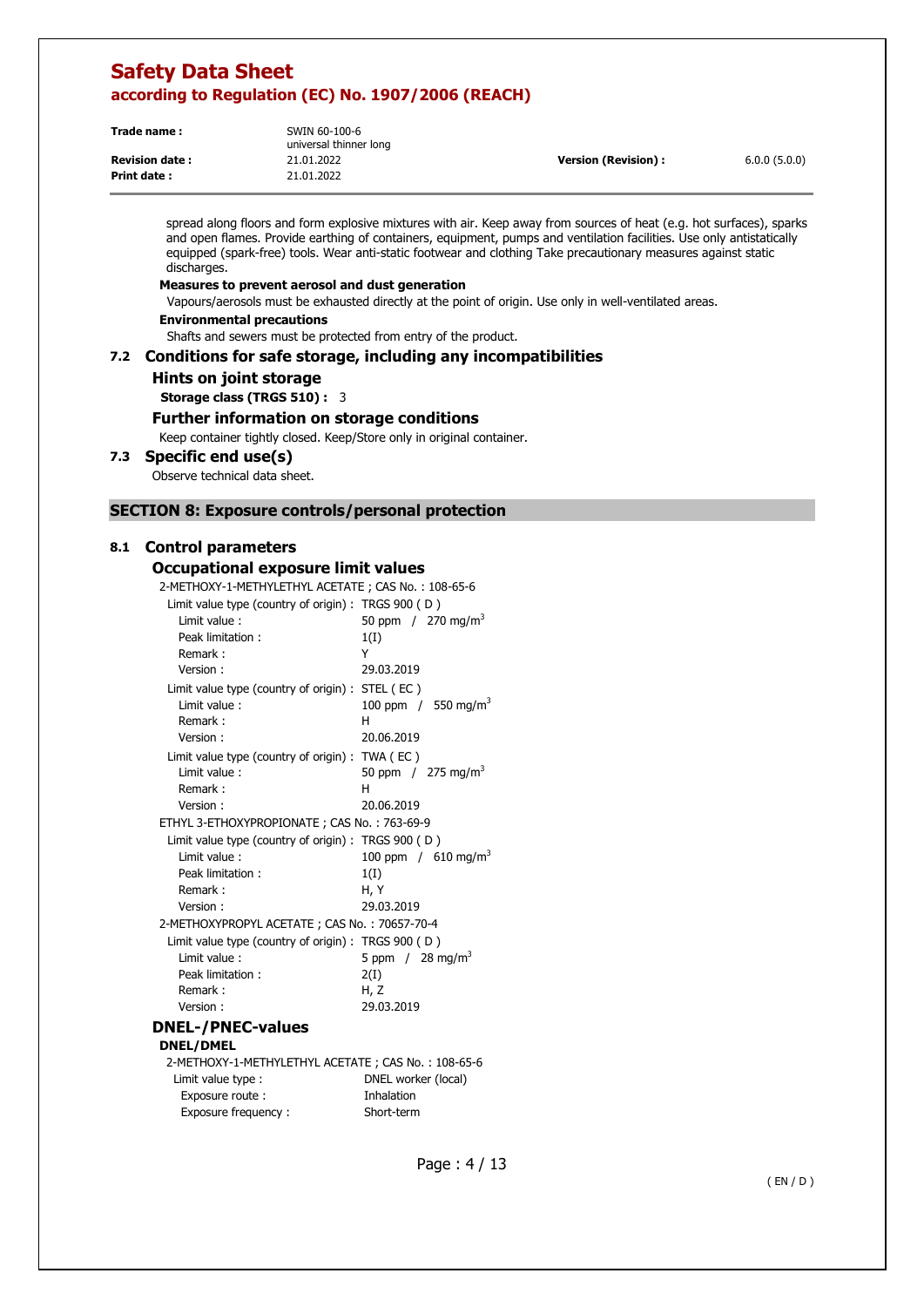spread along floors and form explosive mixtures with air. Keep away from sources of heat (e.g. hot surfaces), sparks and open flames. Provide earthing of containers, equipment, pumps and ventilation facilities. Use only antistatically equipped (spark-free) tools. Wear anti-static footwear and clothing Take precautionary measures against static discharges.

**Measures to prevent aerosol and dust generation**

Vapours/aerosols must be exhausted directly at the point of origin. Use only in well-ventilated areas.

**Environmental precautions**

Shafts and sewers must be protected from entry of the product.

## 7.2 Conditions for safe storage, including any incompatibilities

### Hints on joint storage

**Storage class (TRGS 510) :** 3

### Further information on storage conditions

Keep container tightly closed. Keep/Store only in original container.

## 7.3 Specific end use(s)

Observe technical data sheet.

# SECTION 8: Exposure controls/personal protection

## 8.1 Control parameters

### Occupational exposure limit values

2-METHOXY-1-METHYLETHYL ACETATE ; CAS No. : 108-65-6

| | |
|---|---|
| Limit value type (country of origin) : | TRGS 900 ( D ) |
| Limit value : | 50 ppm / 270 mg/m$^3$ |
| Peak limitation : | 1(I) |
| Remark : | Y |
| Version : | 29.03.2019 |
| Limit value type (country of origin) : | STEL ( EC ) |
| Limit value : | 100 ppm / 550 mg/m$^3$ |
| Remark : | H |
| Version : | 20.06.2019 |
| Limit value type (country of origin) : | TWA ( EC ) |
| Limit value : | 50 ppm / 275 mg/m$^3$ |
| Remark : | H |
| Version : | 20.06.2019 |

ETHYL 3-ETHOXYPROPIONATE ; CAS No. : 763-69-9

| | |
|---|---|
| Limit value type (country of origin) : | TRGS 900 ( D ) |
| Limit value : | 100 ppm / 610 mg/m$^3$ |
| Peak limitation : | 1(I) |
| Remark : | H, Y |
| Version : | 29.03.2019 |

2-METHOXYPROPYL ACETATE ; CAS No. : 70657-70-4

| | |
|---|---|
| Limit value type (country of origin) : | TRGS 900 ( D ) |
| Limit value : | 5 ppm / 28 mg/m$^3$ |
| Peak limitation : | 2(I) |
| Remark : | H, Z |
| Version : | 29.03.2019 |

### DNEL-/PNEC-values

**DNEL/DMEL**

2-METHOXY-1-METHYLETHYL ACETATE ; CAS No. : 108-65-6

| | |
|---|---|
| Limit value type : | DNEL worker (local) |
| Exposure route : | Inhalation |
| Exposure frequency : | Short-term |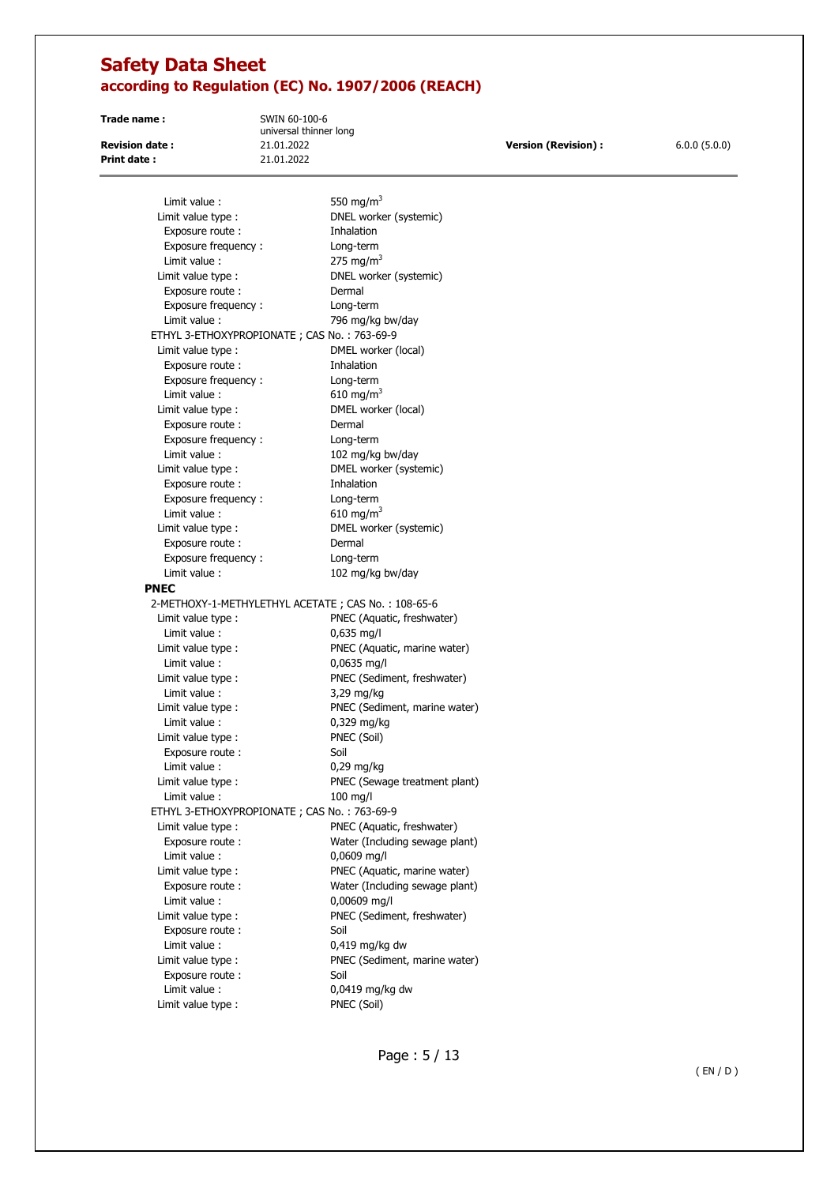Limit value : 550 mg/m³

Limit value type : DNEL worker (systemic)
Exposure route : Inhalation
Exposure frequency : Long-term
Limit value : 275 mg/m³

Limit value type : DNEL worker (systemic)
Exposure route : Dermal
Exposure frequency : Long-term
Limit value : 796 mg/kg bw/day

ETHYL 3-ETHOXYPROPIONATE ; CAS No. : 763-69-9

Limit value type : DMEL worker (local)
Exposure route : Inhalation
Exposure frequency : Long-term
Limit value : 610 mg/m³

Limit value type : DMEL worker (local)
Exposure route : Dermal
Exposure frequency : Long-term
Limit value : 102 mg/kg bw/day

Limit value type : DMEL worker (systemic)
Exposure route : Inhalation
Exposure frequency : Long-term
Limit value : 610 mg/m³

Limit value type : DMEL worker (systemic)
Exposure route : Dermal
Exposure frequency : Long-term
Limit value : 102 mg/kg bw/day

**PNEC**

2-METHOXY-1-METHYLETHYL ACETATE ; CAS No. : 108-65-6

Limit value type : PNEC (Aquatic, freshwater)
Limit value : 0,635 mg/l

Limit value type : PNEC (Aquatic, marine water)
Limit value : 0,0635 mg/l

Limit value type : PNEC (Sediment, freshwater)
Limit value : 3,29 mg/kg

Limit value type : PNEC (Sediment, marine water)
Limit value : 0,329 mg/kg

Limit value type : PNEC (Soil)
Exposure route : Soil
Limit value : 0,29 mg/kg

Limit value type : PNEC (Sewage treatment plant)
Limit value : 100 mg/l

ETHYL 3-ETHOXYPROPIONATE ; CAS No. : 763-69-9

Limit value type : PNEC (Aquatic, freshwater)
Exposure route : Water (Including sewage plant)
Limit value : 0,0609 mg/l

Limit value type : PNEC (Aquatic, marine water)
Exposure route : Water (Including sewage plant)
Limit value : 0,00609 mg/l

Limit value type : PNEC (Sediment, freshwater)
Exposure route : Soil
Limit value : 0,419 mg/kg dw

Limit value type : PNEC (Sediment, marine water)
Exposure route : Soil
Limit value : 0,0419 mg/kg dw

Limit value type : PNEC (Soil)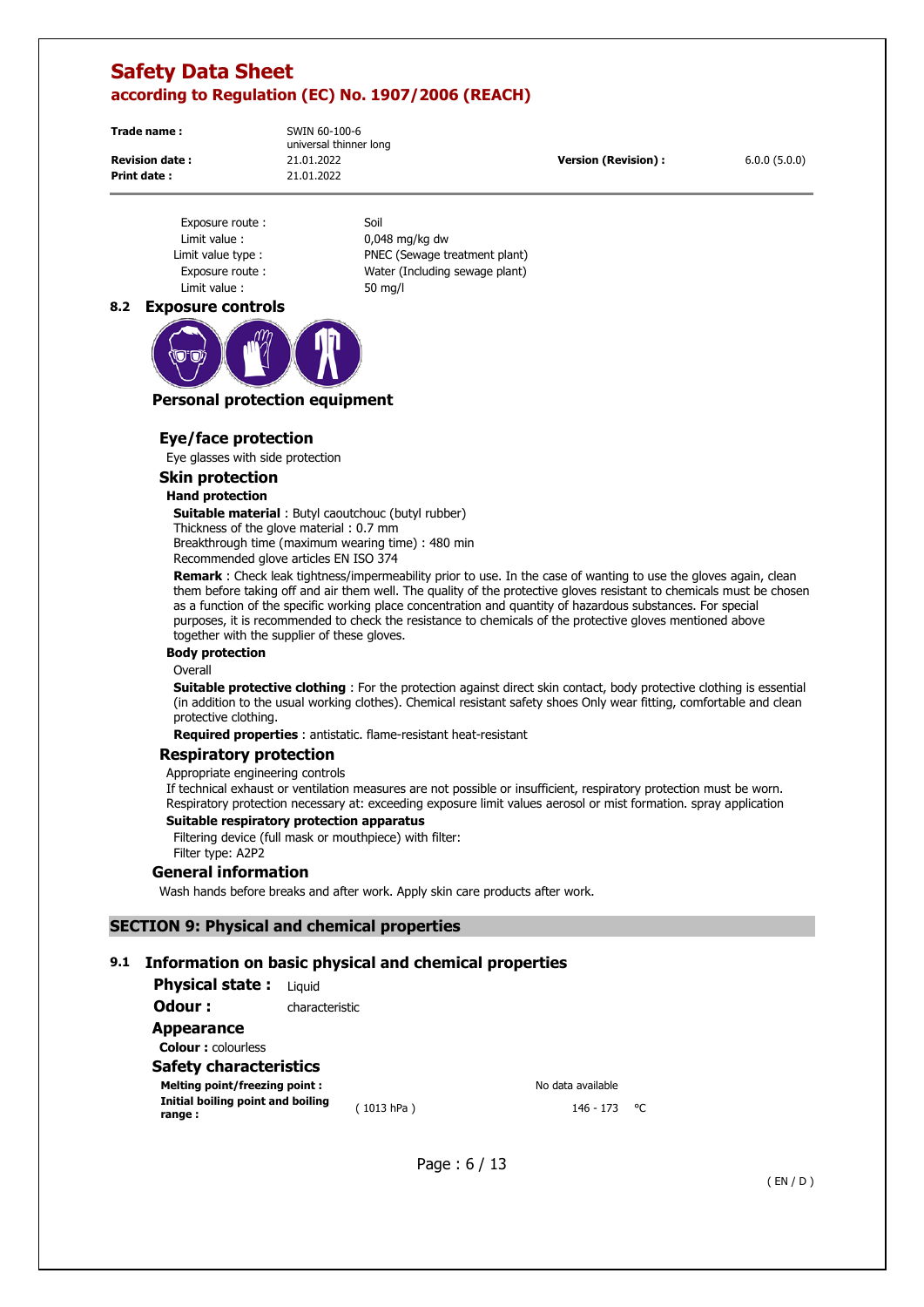| | |
|---|---|
| Exposure route : | Soil |
| Limit value : | 0,048 mg/kg dw |
| Limit value type : | PNEC (Sewage treatment plant) |
| Exposure route : | Water (Including sewage plant) |
| Limit value : | 50 mg/l |

## 8.2 Exposure controls

### Personal protection equipment

#### Eye/face protection

Eye glasses with side protection

#### Skin protection

**Hand protection**

**Suitable material** : Butyl caoutchouc (butyl rubber)
Thickness of the glove material : 0.7 mm
Breakthrough time (maximum wearing time) : 480 min
Recommended glove articles EN ISO 374

**Remark** : Check leak tightness/impermeability prior to use. In the case of wanting to use the gloves again, clean them before taking off and air them well. The quality of the protective gloves resistant to chemicals must be chosen as a function of the specific working place concentration and quantity of hazardous substances. For special purposes, it is recommended to check the resistance to chemicals of the protective gloves mentioned above together with the supplier of these gloves.

**Body protection**

Overall

**Suitable protective clothing** : For the protection against direct skin contact, body protective clothing is essential (in addition to the usual working clothes). Chemical resistant safety shoes Only wear fitting, comfortable and clean protective clothing.

**Required properties** : antistatic. flame-resistant heat-resistant

#### Respiratory protection

Appropriate engineering controls
If technical exhaust or ventilation measures are not possible or insufficient, respiratory protection must be worn. Respiratory protection necessary at: exceeding exposure limit values aerosol or mist formation. spray application

**Suitable respiratory protection apparatus**

Filtering device (full mask or mouthpiece) with filter:
Filter type: A2P2

#### General information

Wash hands before breaks and after work. Apply skin care products after work.

# SECTION 9: Physical and chemical properties

## 9.1 Information on basic physical and chemical properties

**Physical state :** Liquid

**Odour :** characteristic

**Appearance**

**Colour :** colourless

**Safety characteristics**

| | | |
|---|---|---|
| **Melting point/freezing point :** | | No data available |
| **Initial boiling point and boiling range :** | ( 1013 hPa ) | 146 - 173 °C |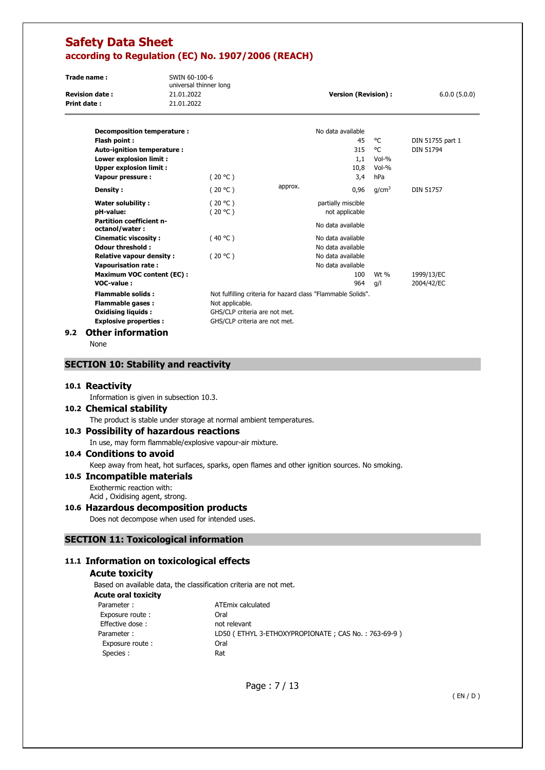| Property | Condition | | Value | Unit | Method |
|---|---|---|---|---|---|
| **Decomposition temperature :** | | | No data available | | |
| **Flash point :** | | | 45 | °C | DIN 51755 part 1 |
| **Auto-ignition temperature :** | | | 315 | °C | DIN 51794 |
| **Lower explosion limit :** | | | 1,1 | Vol-% | |
| **Upper explosion limit :** | | | 10,8 | Vol-% | |
| **Vapour pressure :** | ( 20 °C ) | | 3,4 | hPa | |
| **Density :** | ( 20 °C ) | approx. | 0,96 | g/cm³ | DIN 51757 |
| **Water solubility :** | ( 20 °C ) | | partially miscible | | |
| **pH-value:** | ( 20 °C ) | | not applicable | | |
| **Partition coefficient n-octanol/water :** | | | No data available | | |
| **Cinematic viscosity :** | ( 40 °C ) | | No data available | | |
| **Odour threshold :** | | | No data available | | |
| **Relative vapour density :** | ( 20 °C ) | | No data available | | |
| **Vapourisation rate :** | | | No data available | | |
| **Maximum VOC content (EC) :** | | | 100 | Wt % | 1999/13/EC |
| **VOC-value :** | | | 964 | g/l | 2004/42/EC |

| | |
|---|---|
| **Flammable solids :** | Not fulfilling criteria for hazard class "Flammable Solids". |
| **Flammable gases :** | Not applicable. |
| **Oxidising liquids :** | GHS/CLP criteria are not met. |
| **Explosive properties :** | GHS/CLP criteria are not met. |

### 9.2 Other information

None

## SECTION 10: Stability and reactivity

### 10.1 Reactivity

Information is given in subsection 10.3.

### 10.2 Chemical stability

The product is stable under storage at normal ambient temperatures.

### 10.3 Possibility of hazardous reactions

In use, may form flammable/explosive vapour-air mixture.

### 10.4 Conditions to avoid

Keep away from heat, hot surfaces, sparks, open flames and other ignition sources. No smoking.

### 10.5 Incompatible materials

Exothermic reaction with:
Acid , Oxidising agent, strong.

### 10.6 Hazardous decomposition products

Does not decompose when used for intended uses.

## SECTION 11: Toxicological information

### 11.1 Information on toxicological effects

#### Acute toxicity

Based on available data, the classification criteria are not met.

**Acute oral toxicity**

| | |
|---|---|
| Parameter : | ATEmix calculated |
| Exposure route : | Oral |
| Effective dose : | not relevant |
| Parameter : | LD50 ( ETHYL 3-ETHOXYPROPIONATE ; CAS No. : 763-69-9 ) |
| Exposure route : | Oral |
| Species : | Rat |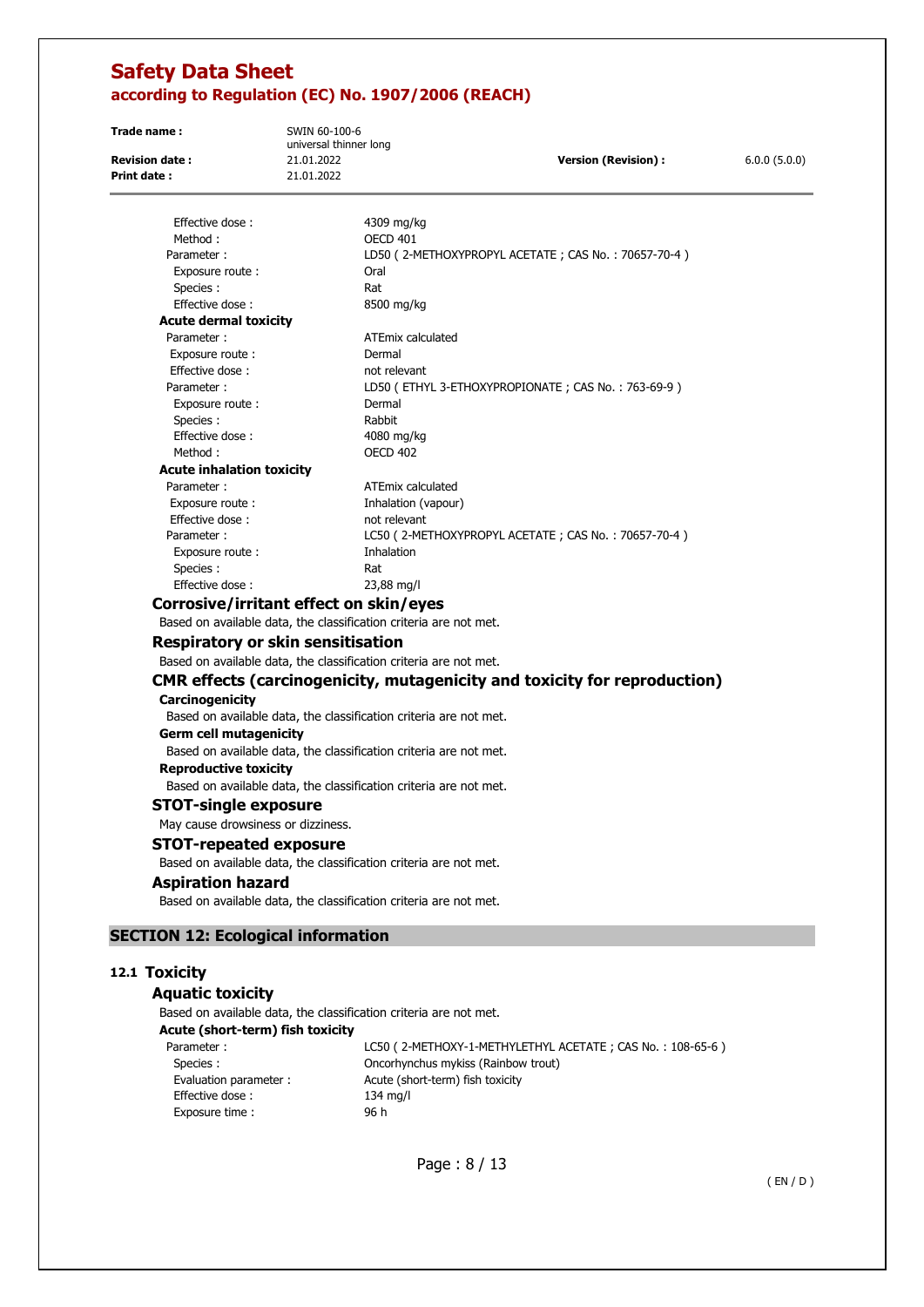| | |
|---|---|
| Effective dose : | 4309 mg/kg |
| Method : | OECD 401 |
| Parameter : | LD50 ( 2-METHOXYPROPYL ACETATE ; CAS No. : 70657-70-4 ) |
| Exposure route : | Oral |
| Species : | Rat |
| Effective dose : | 8500 mg/kg |

**Acute dermal toxicity**

| | |
|---|---|
| Parameter : | ATEmix calculated |
| Exposure route : | Dermal |
| Effective dose : | not relevant |
| Parameter : | LD50 ( ETHYL 3-ETHOXYPROPIONATE ; CAS No. : 763-69-9 ) |
| Exposure route : | Dermal |
| Species : | Rabbit |
| Effective dose : | 4080 mg/kg |
| Method : | OECD 402 |

**Acute inhalation toxicity**

| | |
|---|---|
| Parameter : | ATEmix calculated |
| Exposure route : | Inhalation (vapour) |
| Effective dose : | not relevant |
| Parameter : | LC50 ( 2-METHOXYPROPYL ACETATE ; CAS No. : 70657-70-4 ) |
| Exposure route : | Inhalation |
| Species : | Rat |
| Effective dose : | 23,88 mg/l |

### Corrosive/irritant effect on skin/eyes

Based on available data, the classification criteria are not met.

### Respiratory or skin sensitisation

Based on available data, the classification criteria are not met.

### CMR effects (carcinogenicity, mutagenicity and toxicity for reproduction)

**Carcinogenicity**

Based on available data, the classification criteria are not met.

**Germ cell mutagenicity**

Based on available data, the classification criteria are not met.

**Reproductive toxicity**

Based on available data, the classification criteria are not met.

### STOT-single exposure

May cause drowsiness or dizziness.

### STOT-repeated exposure

Based on available data, the classification criteria are not met.

### Aspiration hazard

Based on available data, the classification criteria are not met.

## SECTION 12: Ecological information

### 12.1 Toxicity

#### Aquatic toxicity

Based on available data, the classification criteria are not met.

**Acute (short-term) fish toxicity**

| | |
|---|---|
| Parameter : | LC50 ( 2-METHOXY-1-METHYLETHYL ACETATE ; CAS No. : 108-65-6 ) |
| Species : | Oncorhynchus mykiss (Rainbow trout) |
| Evaluation parameter : | Acute (short-term) fish toxicity |
| Effective dose : | 134 mg/l |
| Exposure time : | 96 h |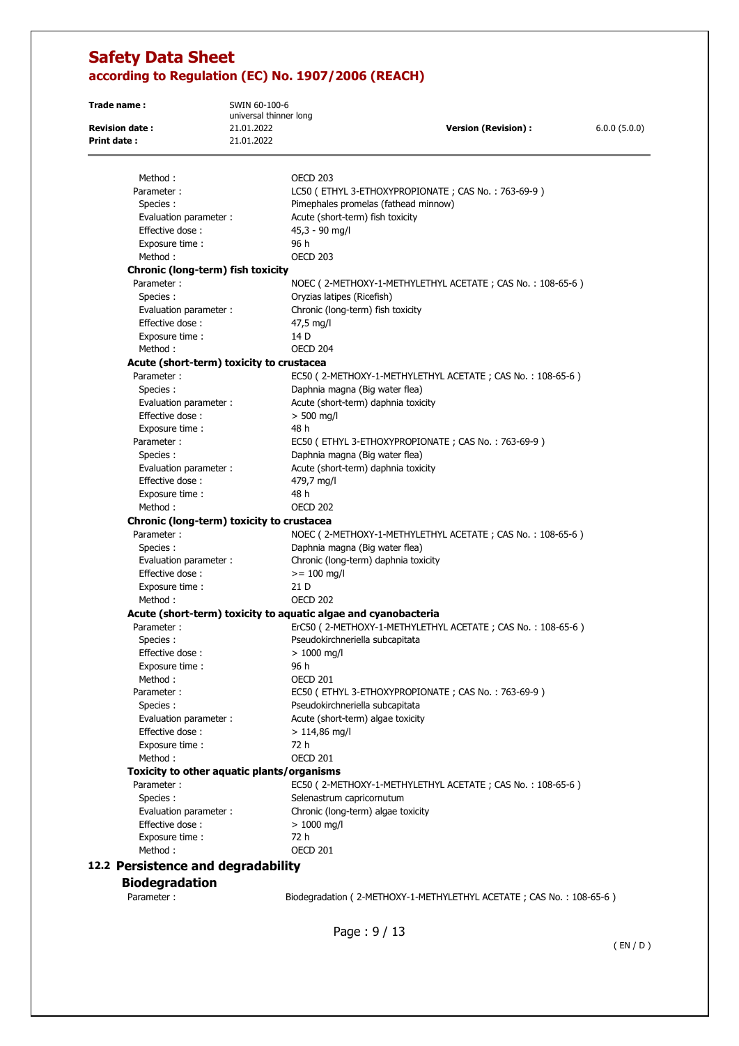| | |
|---|---|
| Method : | OECD 203 |
| Parameter : | LC50 ( ETHYL 3-ETHOXYPROPIONATE ; CAS No. : 763-69-9 ) |
| Species : | Pimephales promelas (fathead minnow) |
| Evaluation parameter : | Acute (short-term) fish toxicity |
| Effective dose : | 45,3 - 90 mg/l |
| Exposure time : | 96 h |
| Method : | OECD 203 |

**Chronic (long-term) fish toxicity**

| | |
|---|---|
| Parameter : | NOEC ( 2-METHOXY-1-METHYLETHYL ACETATE ; CAS No. : 108-65-6 ) |
| Species : | Oryzias latipes (Ricefish) |
| Evaluation parameter : | Chronic (long-term) fish toxicity |
| Effective dose : | 47,5 mg/l |
| Exposure time : | 14 D |
| Method : | OECD 204 |

**Acute (short-term) toxicity to crustacea**

| | |
|---|---|
| Parameter : | EC50 ( 2-METHOXY-1-METHYLETHYL ACETATE ; CAS No. : 108-65-6 ) |
| Species : | Daphnia magna (Big water flea) |
| Evaluation parameter : | Acute (short-term) daphnia toxicity |
| Effective dose : | > 500 mg/l |
| Exposure time : | 48 h |
| Parameter : | EC50 ( ETHYL 3-ETHOXYPROPIONATE ; CAS No. : 763-69-9 ) |
| Species : | Daphnia magna (Big water flea) |
| Evaluation parameter : | Acute (short-term) daphnia toxicity |
| Effective dose : | 479,7 mg/l |
| Exposure time : | 48 h |
| Method : | OECD 202 |

**Chronic (long-term) toxicity to crustacea**

| | |
|---|---|
| Parameter : | NOEC ( 2-METHOXY-1-METHYLETHYL ACETATE ; CAS No. : 108-65-6 ) |
| Species : | Daphnia magna (Big water flea) |
| Evaluation parameter : | Chronic (long-term) daphnia toxicity |
| Effective dose : | >= 100 mg/l |
| Exposure time : | 21 D |
| Method : | OECD 202 |

**Acute (short-term) toxicity to aquatic algae and cyanobacteria**

| | |
|---|---|
| Parameter : | ErC50 ( 2-METHOXY-1-METHYLETHYL ACETATE ; CAS No. : 108-65-6 ) |
| Species : | Pseudokirchneriella subcapitata |
| Effective dose : | > 1000 mg/l |
| Exposure time : | 96 h |
| Method : | OECD 201 |
| Parameter : | EC50 ( ETHYL 3-ETHOXYPROPIONATE ; CAS No. : 763-69-9 ) |
| Species : | Pseudokirchneriella subcapitata |
| Evaluation parameter : | Acute (short-term) algae toxicity |
| Effective dose : | > 114,86 mg/l |
| Exposure time : | 72 h |
| Method : | OECD 201 |

**Toxicity to other aquatic plants/organisms**

| | |
|---|---|
| Parameter : | EC50 ( 2-METHOXY-1-METHYLETHYL ACETATE ; CAS No. : 108-65-6 ) |
| Species : | Selenastrum capricornutum |
| Evaluation parameter : | Chronic (long-term) algae toxicity |
| Effective dose : | > 1000 mg/l |
| Exposure time : | 72 h |
| Method : | OECD 201 |

## 12.2 Persistence and degradability

### Biodegradation

| | |
|---|---|
| Parameter : | Biodegradation ( 2-METHOXY-1-METHYLETHYL ACETATE ; CAS No. : 108-65-6 ) |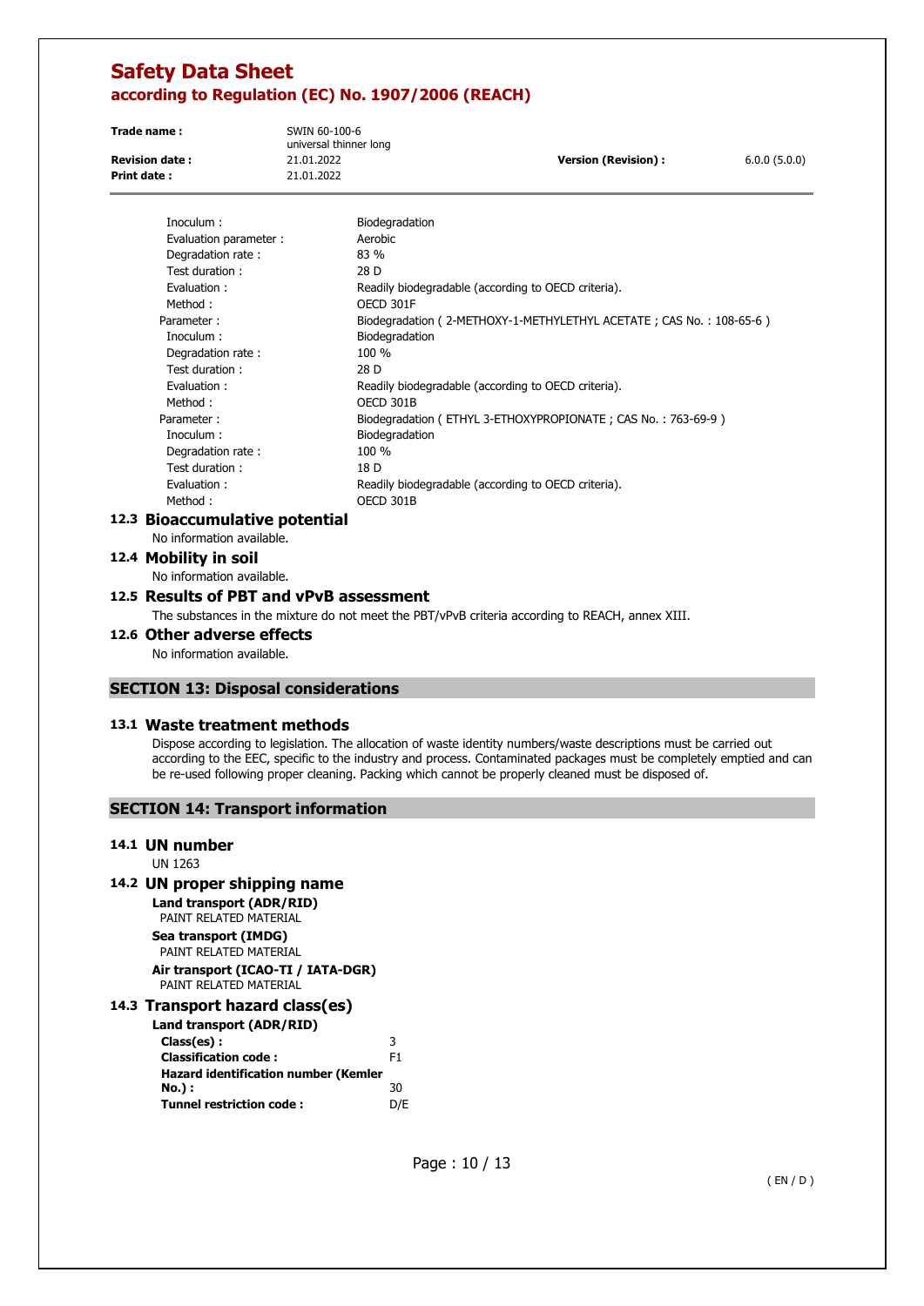| | |
|---|---|
| Inoculum : | Biodegradation |
| Evaluation parameter : | Aerobic |
| Degradation rate : | 83 % |
| Test duration : | 28 D |
| Evaluation : | Readily biodegradable (according to OECD criteria). |
| Method : | OECD 301F |
| Parameter : | Biodegradation ( 2-METHOXY-1-METHYLETHYL ACETATE ; CAS No. : 108-65-6 ) |
| Inoculum : | Biodegradation |
| Degradation rate : | 100 % |
| Test duration : | 28 D |
| Evaluation : | Readily biodegradable (according to OECD criteria). |
| Method : | OECD 301B |
| Parameter : | Biodegradation ( ETHYL 3-ETHOXYPROPIONATE ; CAS No. : 763-69-9 ) |
| Inoculum : | Biodegradation |
| Degradation rate : | 100 % |
| Test duration : | 18 D |
| Evaluation : | Readily biodegradable (according to OECD criteria). |
| Method : | OECD 301B |

### 12.3 Bioaccumulative potential

No information available.

### 12.4 Mobility in soil

No information available.

### 12.5 Results of PBT and vPvB assessment

The substances in the mixture do not meet the PBT/vPvB criteria according to REACH, annex XIII.

### 12.6 Other adverse effects

No information available.

## SECTION 13: Disposal considerations

### 13.1 Waste treatment methods

Dispose according to legislation. The allocation of waste identity numbers/waste descriptions must be carried out according to the EEC, specific to the industry and process. Contaminated packages must be completely emptied and can be re-used following proper cleaning. Packing which cannot be properly cleaned must be disposed of.

## SECTION 14: Transport information

### 14.1 UN number

UN 1263

### 14.2 UN proper shipping name

**Land transport (ADR/RID)**
PAINT RELATED MATERIAL

**Sea transport (IMDG)**
PAINT RELATED MATERIAL

**Air transport (ICAO-TI / IATA-DGR)**
PAINT RELATED MATERIAL

### 14.3 Transport hazard class(es)

**Land transport (ADR/RID)**

| | |
|---|---|
| **Class(es) :** | 3 |
| **Classification code :** | F1 |
| **Hazard identification number (Kemler No.) :** | 30 |
| **Tunnel restriction code :** | D/E |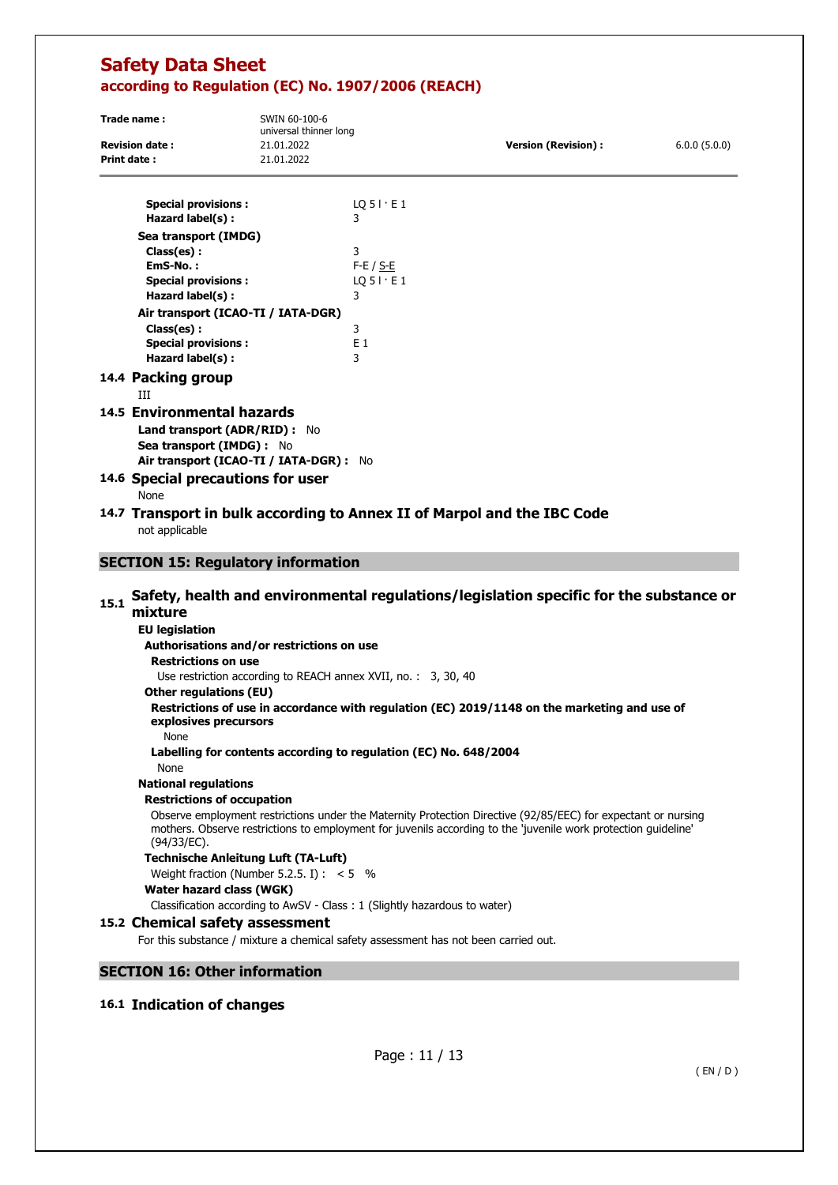**Special provisions :** LQ 5 l · E 1
**Hazard label(s) :** 3

**Sea transport (IMDG)**

**Class(es) :** 3
**EmS-No. :** F-E / S-E
**Special provisions :** LQ 5 l · E 1
**Hazard label(s) :** 3

**Air transport (ICAO-TI / IATA-DGR)**

**Class(es) :** 3
**Special provisions :** E 1
**Hazard label(s) :** 3

### 14.4 Packing group

III

### 14.5 Environmental hazards

**Land transport (ADR/RID) :** No
**Sea transport (IMDG) :** No
**Air transport (ICAO-TI / IATA-DGR) :** No

### 14.6 Special precautions for user

None

### 14.7 Transport in bulk according to Annex II of Marpol and the IBC Code

not applicable

## SECTION 15: Regulatory information

### 15.1 Safety, health and environmental regulations/legislation specific for the substance or mixture

**EU legislation**

**Authorisations and/or restrictions on use**

**Restrictions on use**

Use restriction according to REACH annex XVII, no. : 3, 30, 40

**Other regulations (EU)**

**Restrictions of use in accordance with regulation (EC) 2019/1148 on the marketing and use of explosives precursors**

None

**Labelling for contents according to regulation (EC) No. 648/2004**

None

**National regulations**

**Restrictions of occupation**

Observe employment restrictions under the Maternity Protection Directive (92/85/EEC) for expectant or nursing mothers. Observe restrictions to employment for juvenils according to the 'juvenile work protection guideline' (94/33/EC).

**Technische Anleitung Luft (TA-Luft)**

Weight fraction (Number 5.2.5. I) : < 5 %

**Water hazard class (WGK)**

Classification according to AwSV - Class : 1 (Slightly hazardous to water)

### 15.2 Chemical safety assessment

For this substance / mixture a chemical safety assessment has not been carried out.

## SECTION 16: Other information

### 16.1 Indication of changes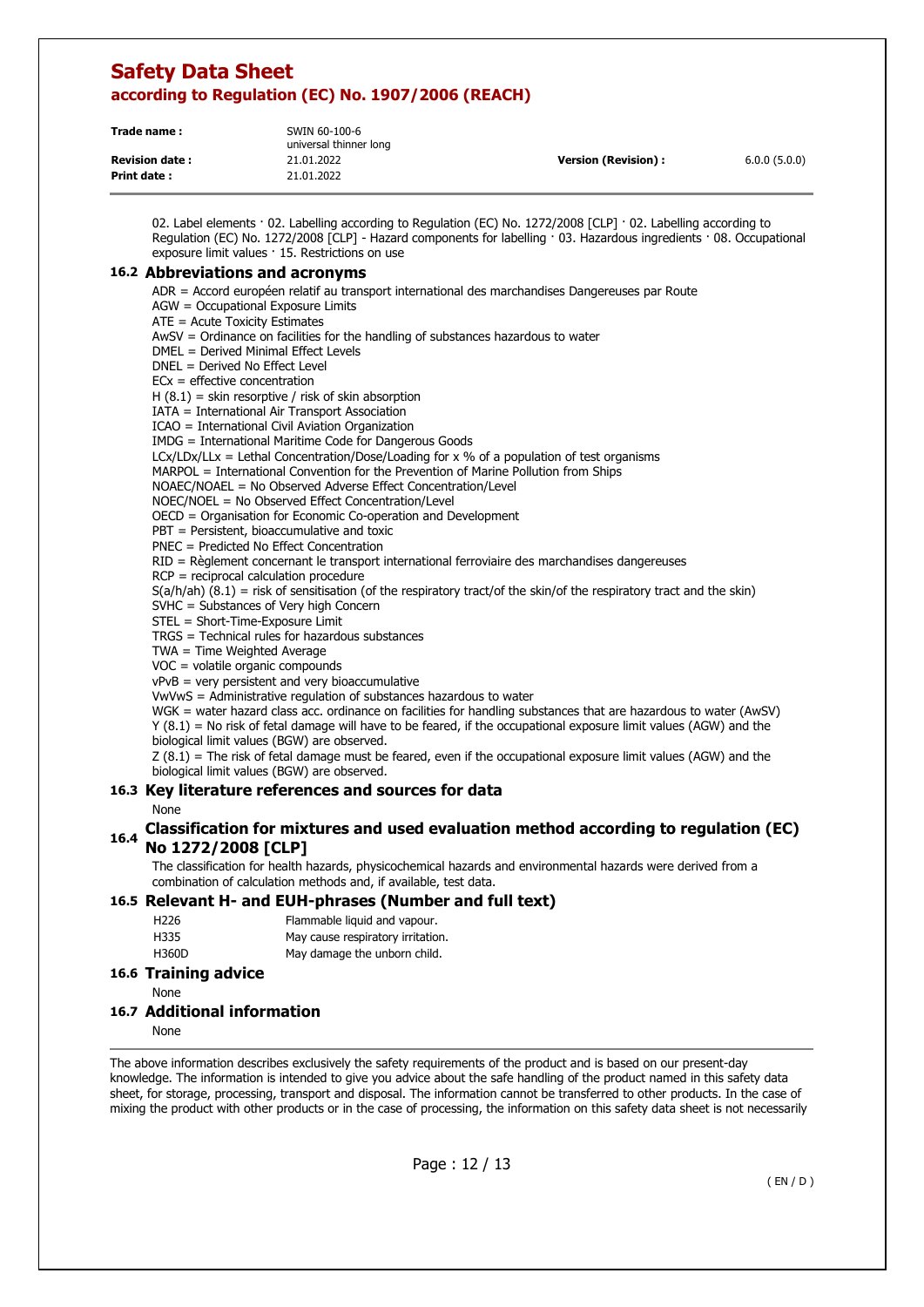02. Label elements · 02. Labelling according to Regulation (EC) No. 1272/2008 [CLP] · 02. Labelling according to Regulation (EC) No. 1272/2008 [CLP] - Hazard components for labelling · 03. Hazardous ingredients · 08. Occupational exposure limit values · 15. Restrictions on use

## 16.2 Abbreviations and acronyms

ADR = Accord européen relatif au transport international des marchandises Dangereuses par Route
AGW = Occupational Exposure Limits
ATE = Acute Toxicity Estimates
AwSV = Ordinance on facilities for the handling of substances hazardous to water
DMEL = Derived Minimal Effect Levels
DNEL = Derived No Effect Level
ECx = effective concentration
H (8.1) = skin resorptive / risk of skin absorption
IATA = International Air Transport Association
ICAO = International Civil Aviation Organization
IMDG = International Maritime Code for Dangerous Goods
LCx/LDx/LLx = Lethal Concentration/Dose/Loading for x % of a population of test organisms
MARPOL = International Convention for the Prevention of Marine Pollution from Ships
NOAEC/NOAEL = No Observed Adverse Effect Concentration/Level
NOEC/NOEL = No Observed Effect Concentration/Level
OECD = Organisation for Economic Co-operation and Development
PBT = Persistent, bioaccumulative and toxic
PNEC = Predicted No Effect Concentration
RID = Règlement concernant le transport international ferroviaire des marchandises dangereuses
RCP = reciprocal calculation procedure
S(a/h/ah) (8.1) = risk of sensitisation (of the respiratory tract/of the skin/of the respiratory tract and the skin)
SVHC = Substances of Very high Concern
STEL = Short-Time-Exposure Limit
TRGS = Technical rules for hazardous substances
TWA = Time Weighted Average
VOC = volatile organic compounds
vPvB = very persistent and very bioaccumulative
VwVwS = Administrative regulation of substances hazardous to water
WGK = water hazard class acc. ordinance on facilities for handling substances that are hazardous to water (AwSV)
Y (8.1) = No risk of fetal damage will have to be feared, if the occupational exposure limit values (AGW) and the biological limit values (BGW) are observed.
Z (8.1) = The risk of fetal damage must be feared, even if the occupational exposure limit values (AGW) and the biological limit values (BGW) are observed.

## 16.3 Key literature references and sources for data

None

## 16.4 Classification for mixtures and used evaluation method according to regulation (EC) No 1272/2008 [CLP]

The classification for health hazards, physicochemical hazards and environmental hazards were derived from a combination of calculation methods and, if available, test data.

## 16.5 Relevant H- and EUH-phrases (Number and full text)

| | |
|---|---|
| H226 | Flammable liquid and vapour. |
| H335 | May cause respiratory irritation. |
| H360D | May damage the unborn child. |

## 16.6 Training advice

None

## 16.7 Additional information

None

The above information describes exclusively the safety requirements of the product and is based on our present-day knowledge. The information is intended to give you advice about the safe handling of the product named in this safety data sheet, for storage, processing, transport and disposal. The information cannot be transferred to other products. In the case of mixing the product with other products or in the case of processing, the information on this safety data sheet is not necessarily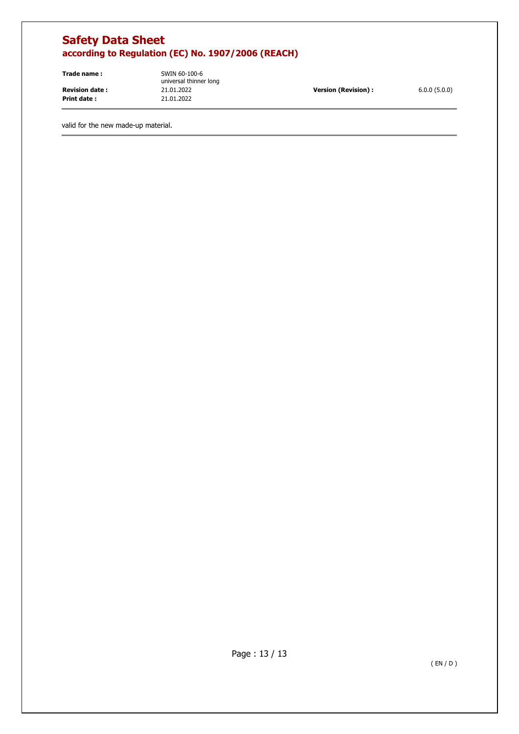valid for the new made-up material.